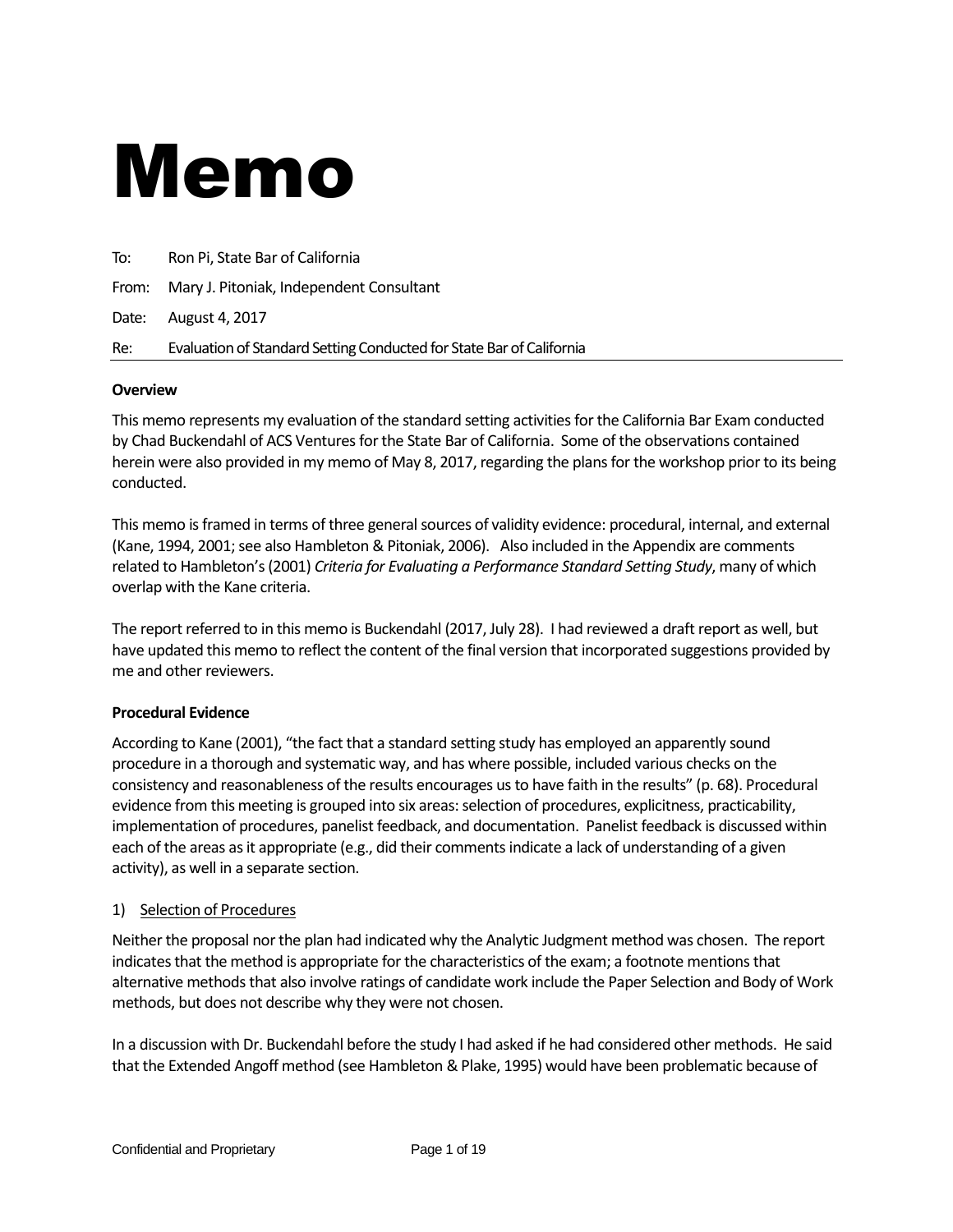# Memo

To: Ron Pi, State Bar of California

From: Mary J. Pitoniak, Independent Consultant

Date: August 4, 2017

Re: Evaluation of Standard Setting Conducted for State Bar of California

**Overview**

This memo represents my evaluation of the standard setting activities for the California Bar Exam conducted by Chad Buckendahl of ACS Ventures for the State Bar of California. Some of the observations contained herein were also provided in my memo of May 8, 2017, regarding the plans for the workshop prior to its being conducted.

This memo is framed in terms of three general sources of validity evidence: procedural, internal, and external (Kane, 1994, 2001; see also Hambleton & Pitoniak, 2006). Also included in the Appendix are comments related to Hambleton's (2001) *Criteria for Evaluating a Performance Standard Setting Study*, many of which overlap with the Kane criteria.

The report referred to in this memo is Buckendahl (2017, July 28). I had reviewed a draft report as well, but have updated this memo to reflect the content of the final version that incorporated suggestions provided by me and other reviewers.

**Procedural Evidence**

According to Kane (2001), "the fact that a standard setting study has employed an apparently sound procedure in a thorough and systematic way, and has where possible, included various checks on the consistency and reasonableness of the results encourages us to have faith in the results" (p. 68). Procedural evidence from this meeting is grouped into six areas: selection of procedures, explicitness, practicability, implementation of procedures, panelist feedback, and documentation. Panelist feedback is discussed within each of the areas as it appropriate (e.g., did their comments indicate a lack of understanding of a given activity), as well in a separate section.

1) Selection of Procedures

Neither the proposal nor the plan had indicated why the Analytic Judgment method was chosen. The report indicates that the method is appropriate for the characteristics of the exam; a footnote mentions that alternative methods that also involve ratings of candidate work include the Paper Selection and Body of Work methods, but does not describe why they were not chosen.

In a discussion with Dr. Buckendahl before the study I had asked if he had considered other methods. He said that the Extended Angoff method (see Hambleton & Plake, 1995) would have been problematic because of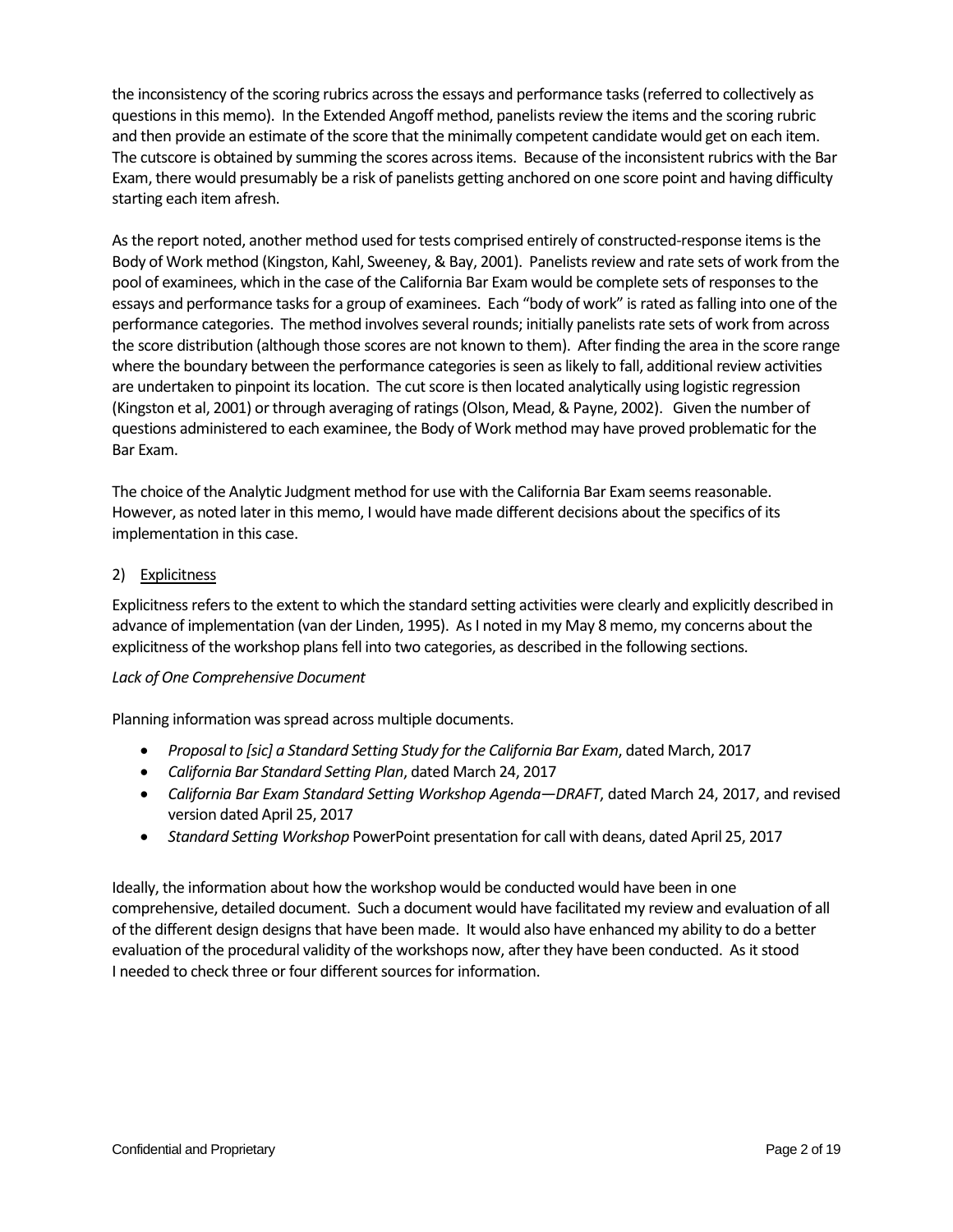the inconsistency of the scoring rubrics across the essays and performance tasks (referred to collectively as questions in this memo). In the Extended Angoff method, panelists review the items and the scoring rubric and then provide an estimate of the score that the minimally competent candidate would get on each item. The cutscore is obtained by summing the scores across items. Because of the inconsistent rubrics with the Bar Exam, there would presumably be a risk of panelists getting anchored on one score point and having difficulty starting each item afresh.

As the report noted, another method used for tests comprised entirely of constructed-response items is the Body of Work method (Kingston, Kahl, Sweeney, & Bay, 2001). Panelists review and rate sets of work from the pool of examinees, which in the case of the California Bar Exam would be complete sets of responses to the essays and performance tasks for a group of examinees. Each "body of work" is rated as falling into one of the performance categories. The method involves several rounds; initially panelists rate sets of work from across the score distribution (although those scores are not known to them). After finding the area in the score range where the boundary between the performance categories is seen as likely to fall, additional review activities are undertaken to pinpoint its location. The cut score is then located analytically using logistic regression (Kingston et al, 2001) or through averaging of ratings (Olson, Mead, & Payne, 2002). Given the number of questions administered to each examinee, the Body of Work method may have proved problematic for the Bar Exam.

The choice of the Analytic Judgment method for use with the California Bar Exam seems reasonable. However, as noted later in this memo, I would have made different decisions about the specifics of its implementation in this case.

2) Explicitness

Explicitness refers to the extent to which the standard setting activities were clearly and explicitly described in advance of implementation (van der Linden, 1995). As I noted in my May 8 memo, my concerns about the explicitness of the workshop plans fell into two categories, as described in the following sections.

*Lack of One Comprehensive Document*

Planning information was spread across multiple documents.

- *Proposal to [sic] a Standard Setting Study for the California Bar Exam*, dated March, 2017
- *California Bar Standard Setting Plan*, dated March 24, 2017
- *California Bar Exam Standard Setting Workshop Agenda—DRAFT*, dated March 24, 2017, and revised version dated April 25, 2017
- *Standard Setting Workshop* PowerPoint presentation for call with deans, dated April 25, 2017

Ideally, the information about how the workshop would be conducted would have been in one comprehensive, detailed document. Such a document would have facilitated my review and evaluation of all of the different design designs that have been made. It would also have enhanced my ability to do a better evaluation of the procedural validity of the workshops now, after they have been conducted. As it stood I needed to check three or four different sources for information.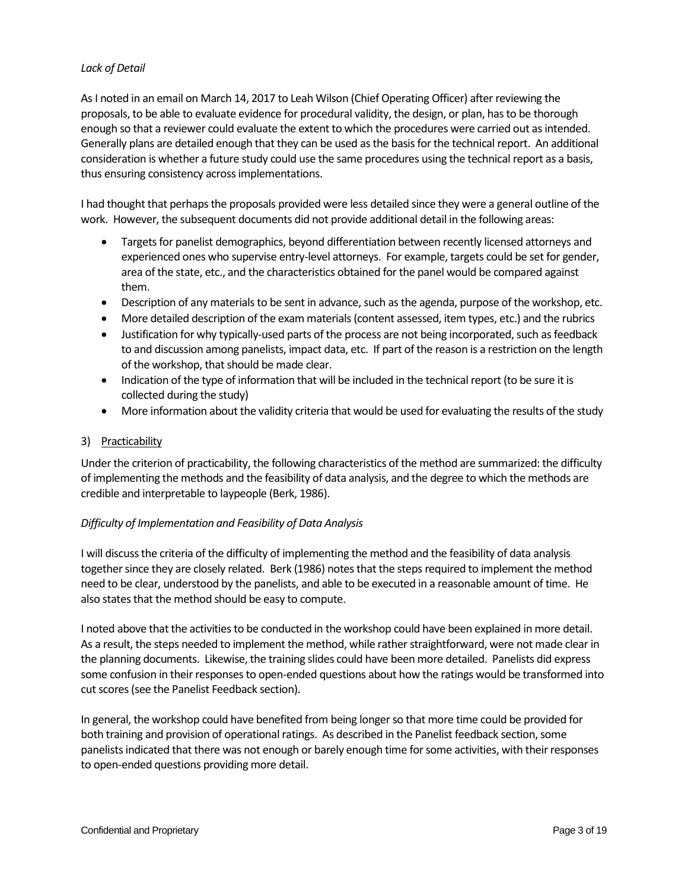*Lack of Detail*

As I noted in an email on March 14, 2017 to Leah Wilson (Chief Operating Officer) after reviewing the proposals, to be able to evaluate evidence for procedural validity, the design, or plan, has to be thorough enough so that a reviewer could evaluate the extent to which the procedures were carried out as intended. Generally plans are detailed enough that they can be used as the basis for the technical report. An additional consideration is whether a future study could use the same procedures using the technical report as a basis, thus ensuring consistency across implementations.

I had thought that perhaps the proposals provided were less detailed since they were a general outline of the work. However, the subsequent documents did not provide additional detail in the following areas:

- Targets for panelist demographics, beyond differentiation between recently licensed attorneys and experienced ones who supervise entry-level attorneys. For example, targets could be set for gender, area of the state, etc., and the characteristics obtained for the panel would be compared against them.
- Description of any materials to be sent in advance, such as the agenda, purpose of the workshop, etc.
- More detailed description of the exam materials (content assessed, item types, etc.) and the rubrics
- Justification for why typically-used parts of the process are not being incorporated, such as feedback to and discussion among panelists, impact data, etc. If part of the reason is a restriction on the length of the workshop, that should be made clear.
- Indication of the type of information that will be included in the technical report (to be sure it is collected during the study)
- More information about the validity criteria that would be used for evaluating the results of the study

3) <u>Practicability</u>

Under the criterion of practicability, the following characteristics of the method are summarized: the difficulty of implementing the methods and the feasibility of data analysis, and the degree to which the methods are credible and interpretable to laypeople (Berk, 1986).

*Difficulty of Implementation and Feasibility of Data Analysis*

I will discuss the criteria of the difficulty of implementing the method and the feasibility of data analysis together since they are closely related. Berk (1986) notes that the steps required to implement the method need to be clear, understood by the panelists, and able to be executed in a reasonable amount of time. He also states that the method should be easy to compute.

I noted above that the activities to be conducted in the workshop could have been explained in more detail. As a result, the steps needed to implement the method, while rather straightforward, were not made clear in the planning documents. Likewise, the training slides could have been more detailed. Panelists did express some confusion in their responses to open-ended questions about how the ratings would be transformed into cut scores (see the Panelist Feedback section).

In general, the workshop could have benefited from being longer so that more time could be provided for both training and provision of operational ratings. As described in the Panelist feedback section, some panelists indicated that there was not enough or barely enough time for some activities, with their responses to open-ended questions providing more detail.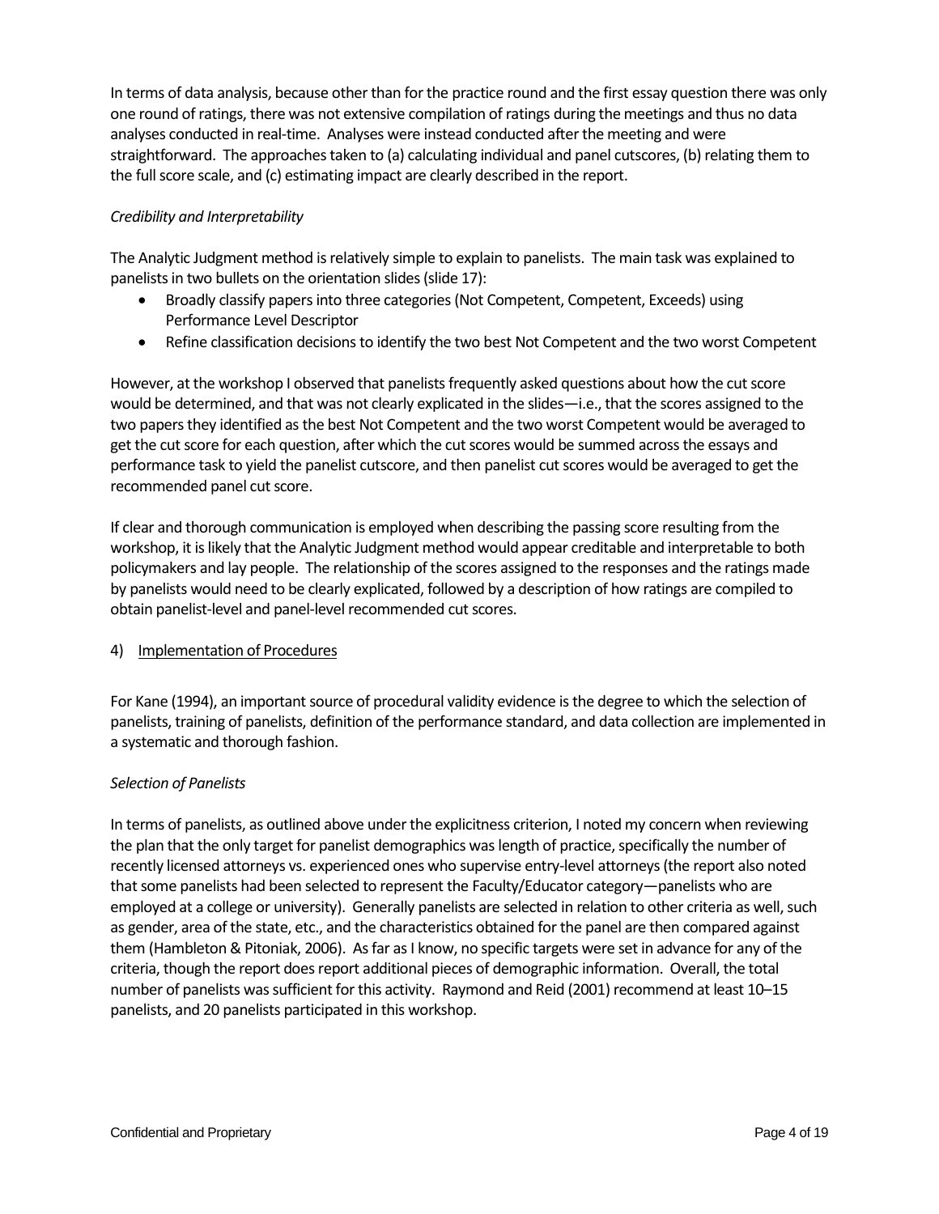In terms of data analysis, because other than for the practice round and the first essay question there was only one round of ratings, there was not extensive compilation of ratings during the meetings and thus no data analyses conducted in real-time. Analyses were instead conducted after the meeting and were straightforward. The approaches taken to (a) calculating individual and panel cutscores, (b) relating them to the full score scale, and (c) estimating impact are clearly described in the report.

*Credibility and Interpretability*

The Analytic Judgment method is relatively simple to explain to panelists. The main task was explained to panelists in two bullets on the orientation slides (slide 17):

- Broadly classify papers into three categories (Not Competent, Competent, Exceeds) using Performance Level Descriptor
- Refine classification decisions to identify the two best Not Competent and the two worst Competent

However, at the workshop I observed that panelists frequently asked questions about how the cut score would be determined, and that was not clearly explicated in the slides—i.e., that the scores assigned to the two papers they identified as the best Not Competent and the two worst Competent would be averaged to get the cut score for each question, after which the cut scores would be summed across the essays and performance task to yield the panelist cutscore, and then panelist cut scores would be averaged to get the recommended panel cut score.

If clear and thorough communication is employed when describing the passing score resulting from the workshop, it is likely that the Analytic Judgment method would appear creditable and interpretable to both policymakers and lay people. The relationship of the scores assigned to the responses and the ratings made by panelists would need to be clearly explicated, followed by a description of how ratings are compiled to obtain panelist-level and panel-level recommended cut scores.

4) Implementation of Procedures

For Kane (1994), an important source of procedural validity evidence is the degree to which the selection of panelists, training of panelists, definition of the performance standard, and data collection are implemented in a systematic and thorough fashion.

*Selection of Panelists*

In terms of panelists, as outlined above under the explicitness criterion, I noted my concern when reviewing the plan that the only target for panelist demographics was length of practice, specifically the number of recently licensed attorneys vs. experienced ones who supervise entry-level attorneys (the report also noted that some panelists had been selected to represent the Faculty/Educator category—panelists who are employed at a college or university). Generally panelists are selected in relation to other criteria as well, such as gender, area of the state, etc., and the characteristics obtained for the panel are then compared against them (Hambleton & Pitoniak, 2006). As far as I know, no specific targets were set in advance for any of the criteria, though the report does report additional pieces of demographic information. Overall, the total number of panelists was sufficient for this activity. Raymond and Reid (2001) recommend at least 10–15 panelists, and 20 panelists participated in this workshop.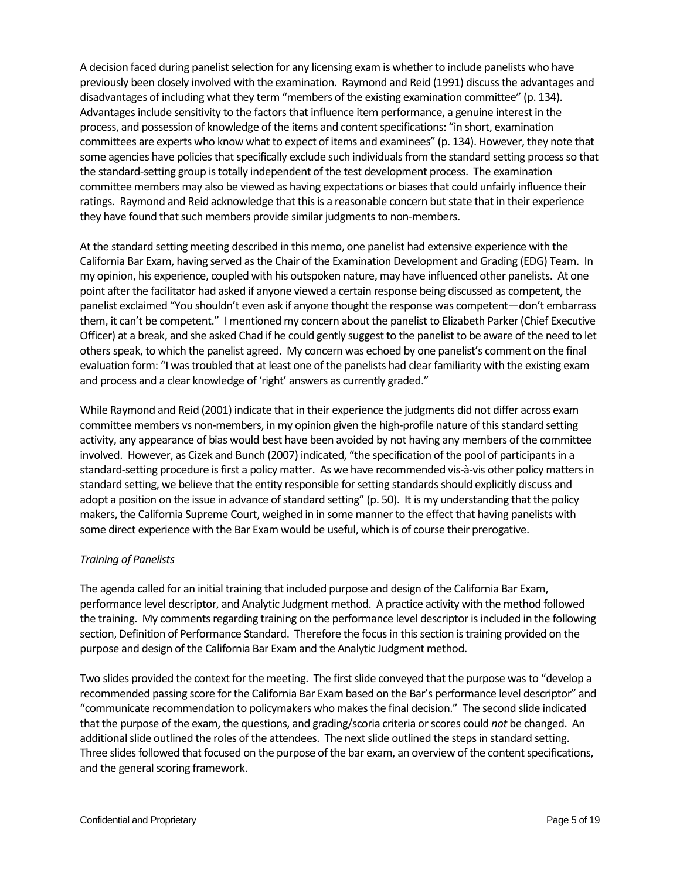A decision faced during panelist selection for any licensing exam is whether to include panelists who have previously been closely involved with the examination. Raymond and Reid (1991) discuss the advantages and disadvantages of including what they term "members of the existing examination committee" (p. 134). Advantages include sensitivity to the factors that influence item performance, a genuine interest in the process, and possession of knowledge of the items and content specifications: "in short, examination committees are experts who know what to expect of items and examinees" (p. 134). However, they note that some agencies have policies that specifically exclude such individuals from the standard setting process so that the standard-setting group is totally independent of the test development process. The examination committee members may also be viewed as having expectations or biases that could unfairly influence their ratings. Raymond and Reid acknowledge that this is a reasonable concern but state that in their experience they have found that such members provide similar judgments to non-members.

At the standard setting meeting described in this memo, one panelist had extensive experience with the California Bar Exam, having served as the Chair of the Examination Development and Grading (EDG) Team. In my opinion, his experience, coupled with his outspoken nature, may have influenced other panelists. At one point after the facilitator had asked if anyone viewed a certain response being discussed as competent, the panelist exclaimed "You shouldn't even ask if anyone thought the response was competent—don't embarrass them, it can't be competent." I mentioned my concern about the panelist to Elizabeth Parker (Chief Executive Officer) at a break, and she asked Chad if he could gently suggest to the panelist to be aware of the need to let others speak, to which the panelist agreed. My concern was echoed by one panelist's comment on the final evaluation form: "I was troubled that at least one of the panelists had clear familiarity with the existing exam and process and a clear knowledge of 'right' answers as currently graded."

While Raymond and Reid (2001) indicate that in their experience the judgments did not differ across exam committee members vs non-members, in my opinion given the high-profile nature of this standard setting activity, any appearance of bias would best have been avoided by not having any members of the committee involved. However, as Cizek and Bunch (2007) indicated, "the specification of the pool of participants in a standard-setting procedure is first a policy matter. As we have recommended vis-à-vis other policy matters in standard setting, we believe that the entity responsible for setting standards should explicitly discuss and adopt a position on the issue in advance of standard setting" (p. 50). It is my understanding that the policy makers, the California Supreme Court, weighed in in some manner to the effect that having panelists with some direct experience with the Bar Exam would be useful, which is of course their prerogative.

*Training of Panelists*

The agenda called for an initial training that included purpose and design of the California Bar Exam, performance level descriptor, and Analytic Judgment method. A practice activity with the method followed the training. My comments regarding training on the performance level descriptor is included in the following section, Definition of Performance Standard. Therefore the focus in this section is training provided on the purpose and design of the California Bar Exam and the Analytic Judgment method.

Two slides provided the context for the meeting. The first slide conveyed that the purpose was to "develop a recommended passing score for the California Bar Exam based on the Bar's performance level descriptor" and "communicate recommendation to policymakers who makes the final decision." The second slide indicated that the purpose of the exam, the questions, and grading/scoria criteria or scores could *not* be changed. An additional slide outlined the roles of the attendees. The next slide outlined the steps in standard setting. Three slides followed that focused on the purpose of the bar exam, an overview of the content specifications, and the general scoring framework.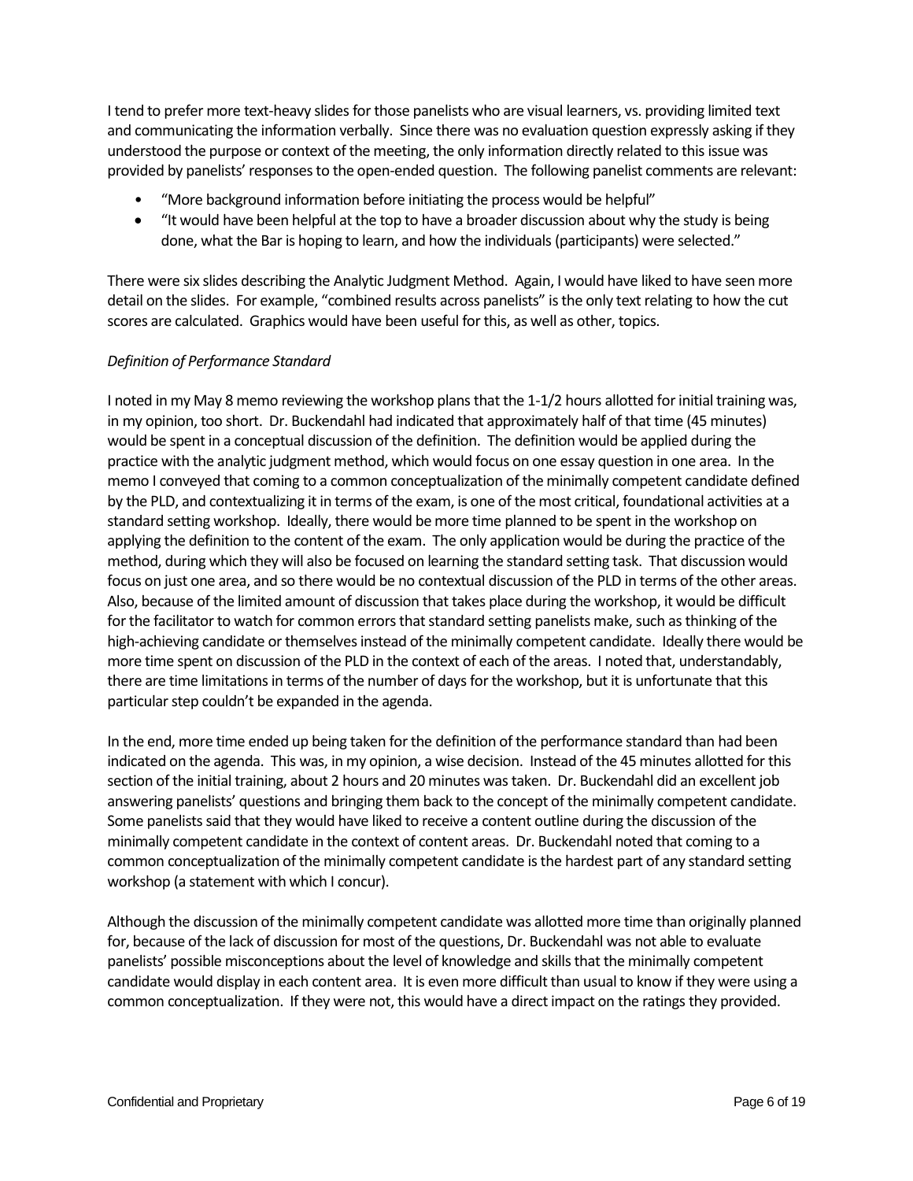I tend to prefer more text-heavy slides for those panelists who are visual learners, vs. providing limited text and communicating the information verbally. Since there was no evaluation question expressly asking if they understood the purpose or context of the meeting, the only information directly related to this issue was provided by panelists' responses to the open-ended question. The following panelist comments are relevant:

- "More background information before initiating the process would be helpful"
- "It would have been helpful at the top to have a broader discussion about why the study is being done, what the Bar is hoping to learn, and how the individuals (participants) were selected."

There were six slides describing the Analytic Judgment Method. Again, I would have liked to have seen more detail on the slides. For example, "combined results across panelists" is the only text relating to how the cut scores are calculated. Graphics would have been useful for this, as well as other, topics.

*Definition of Performance Standard*

I noted in my May 8 memo reviewing the workshop plans that the 1-1/2 hours allotted for initial training was, in my opinion, too short. Dr. Buckendahl had indicated that approximately half of that time (45 minutes) would be spent in a conceptual discussion of the definition. The definition would be applied during the practice with the analytic judgment method, which would focus on one essay question in one area. In the memo I conveyed that coming to a common conceptualization of the minimally competent candidate defined by the PLD, and contextualizing it in terms of the exam, is one of the most critical, foundational activities at a standard setting workshop. Ideally, there would be more time planned to be spent in the workshop on applying the definition to the content of the exam. The only application would be during the practice of the method, during which they will also be focused on learning the standard setting task. That discussion would focus on just one area, and so there would be no contextual discussion of the PLD in terms of the other areas. Also, because of the limited amount of discussion that takes place during the workshop, it would be difficult for the facilitator to watch for common errors that standard setting panelists make, such as thinking of the high-achieving candidate or themselves instead of the minimally competent candidate. Ideally there would be more time spent on discussion of the PLD in the context of each of the areas. I noted that, understandably, there are time limitations in terms of the number of days for the workshop, but it is unfortunate that this particular step couldn't be expanded in the agenda.

In the end, more time ended up being taken for the definition of the performance standard than had been indicated on the agenda. This was, in my opinion, a wise decision. Instead of the 45 minutes allotted for this section of the initial training, about 2 hours and 20 minutes was taken. Dr. Buckendahl did an excellent job answering panelists' questions and bringing them back to the concept of the minimally competent candidate. Some panelists said that they would have liked to receive a content outline during the discussion of the minimally competent candidate in the context of content areas. Dr. Buckendahl noted that coming to a common conceptualization of the minimally competent candidate is the hardest part of any standard setting workshop (a statement with which I concur).

Although the discussion of the minimally competent candidate was allotted more time than originally planned for, because of the lack of discussion for most of the questions, Dr. Buckendahl was not able to evaluate panelists' possible misconceptions about the level of knowledge and skills that the minimally competent candidate would display in each content area. It is even more difficult than usual to know if they were using a common conceptualization. If they were not, this would have a direct impact on the ratings they provided.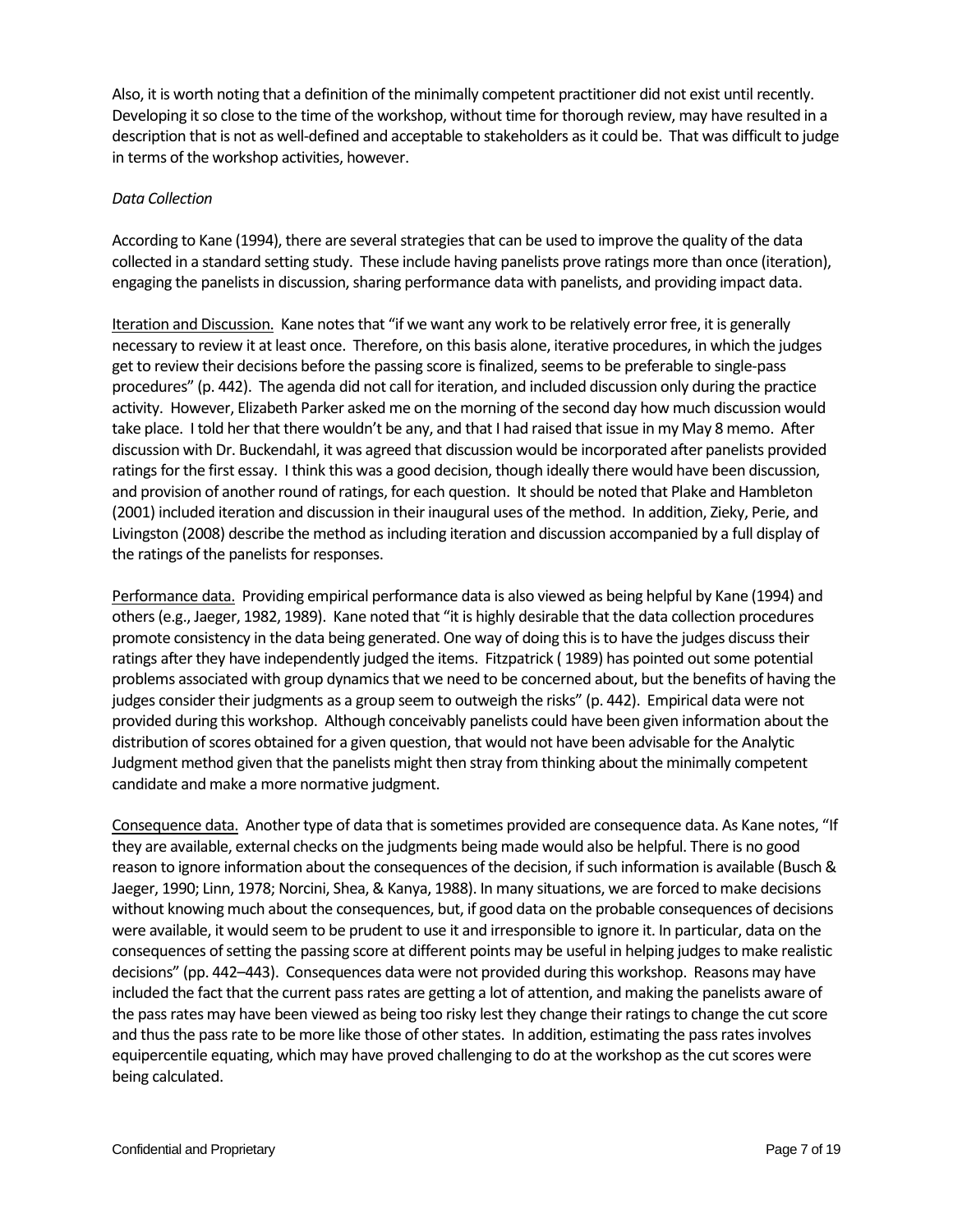Also, it is worth noting that a definition of the minimally competent practitioner did not exist until recently. Developing it so close to the time of the workshop, without time for thorough review, may have resulted in a description that is not as well-defined and acceptable to stakeholders as it could be. That was difficult to judge in terms of the workshop activities, however.

*Data Collection*

According to Kane (1994), there are several strategies that can be used to improve the quality of the data collected in a standard setting study. These include having panelists prove ratings more than once (iteration), engaging the panelists in discussion, sharing performance data with panelists, and providing impact data.

Iteration and Discussion. Kane notes that "if we want any work to be relatively error free, it is generally necessary to review it at least once. Therefore, on this basis alone, iterative procedures, in which the judges get to review their decisions before the passing score is finalized, seems to be preferable to single-pass procedures" (p. 442). The agenda did not call for iteration, and included discussion only during the practice activity. However, Elizabeth Parker asked me on the morning of the second day how much discussion would take place. I told her that there wouldn't be any, and that I had raised that issue in my May 8 memo. After discussion with Dr. Buckendahl, it was agreed that discussion would be incorporated after panelists provided ratings for the first essay. I think this was a good decision, though ideally there would have been discussion, and provision of another round of ratings, for each question. It should be noted that Plake and Hambleton (2001) included iteration and discussion in their inaugural uses of the method. In addition, Zieky, Perie, and Livingston (2008) describe the method as including iteration and discussion accompanied by a full display of the ratings of the panelists for responses.

Performance data. Providing empirical performance data is also viewed as being helpful by Kane (1994) and others (e.g., Jaeger, 1982, 1989). Kane noted that "it is highly desirable that the data collection procedures promote consistency in the data being generated. One way of doing this is to have the judges discuss their ratings after they have independently judged the items. Fitzpatrick ( 1989) has pointed out some potential problems associated with group dynamics that we need to be concerned about, but the benefits of having the judges consider their judgments as a group seem to outweigh the risks" (p. 442). Empirical data were not provided during this workshop. Although conceivably panelists could have been given information about the distribution of scores obtained for a given question, that would not have been advisable for the Analytic Judgment method given that the panelists might then stray from thinking about the minimally competent candidate and make a more normative judgment.

Consequence data. Another type of data that is sometimes provided are consequence data. As Kane notes, "If they are available, external checks on the judgments being made would also be helpful. There is no good reason to ignore information about the consequences of the decision, if such information is available (Busch & Jaeger, 1990; Linn, 1978; Norcini, Shea, & Kanya, 1988). In many situations, we are forced to make decisions without knowing much about the consequences, but, if good data on the probable consequences of decisions were available, it would seem to be prudent to use it and irresponsible to ignore it. In particular, data on the consequences of setting the passing score at different points may be useful in helping judges to make realistic decisions" (pp. 442–443). Consequences data were not provided during this workshop. Reasons may have included the fact that the current pass rates are getting a lot of attention, and making the panelists aware of the pass rates may have been viewed as being too risky lest they change their ratings to change the cut score and thus the pass rate to be more like those of other states. In addition, estimating the pass rates involves equipercentile equating, which may have proved challenging to do at the workshop as the cut scores were being calculated.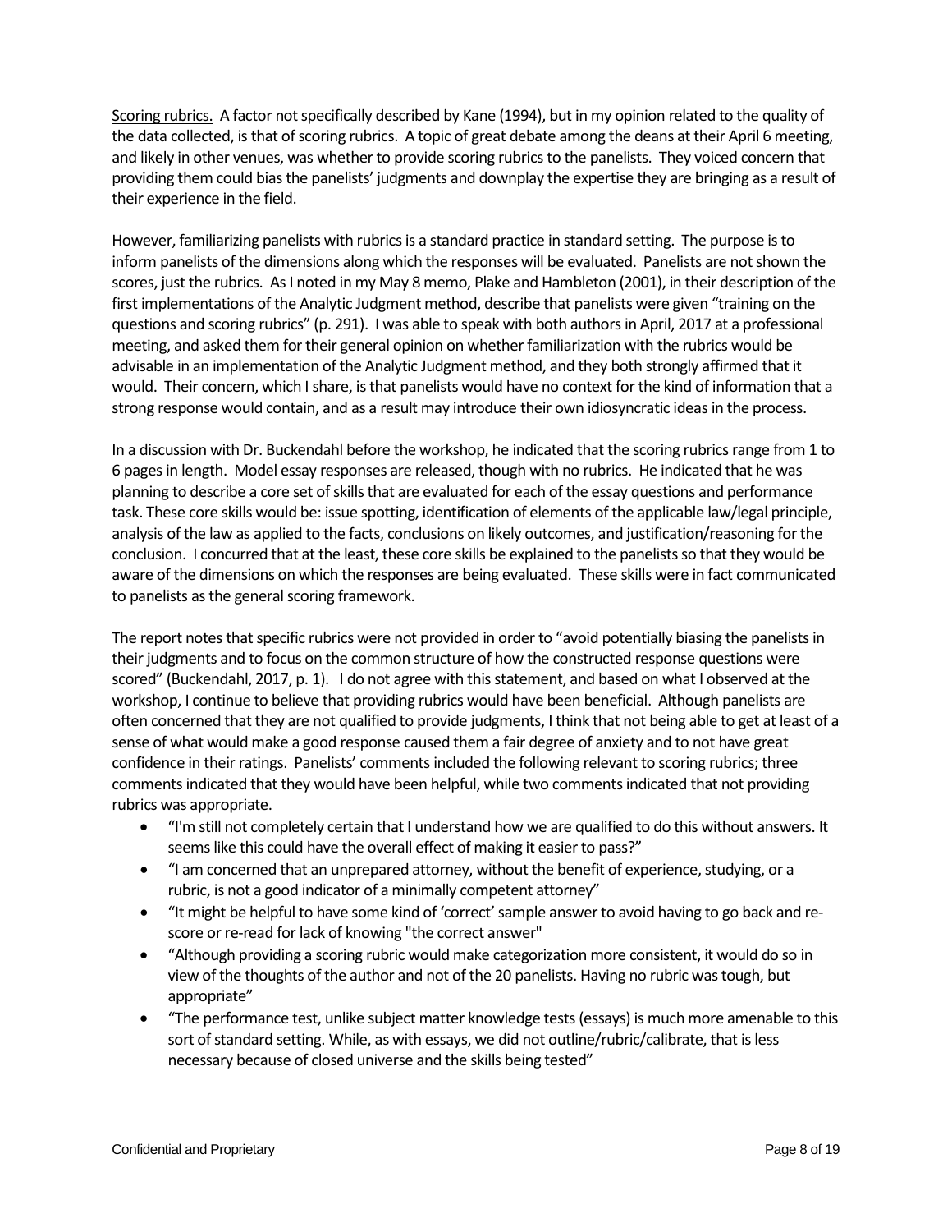Scoring rubrics. A factor not specifically described by Kane (1994), but in my opinion related to the quality of the data collected, is that of scoring rubrics. A topic of great debate among the deans at their April 6 meeting, and likely in other venues, was whether to provide scoring rubrics to the panelists. They voiced concern that providing them could bias the panelists' judgments and downplay the expertise they are bringing as a result of their experience in the field.

However, familiarizing panelists with rubrics is a standard practice in standard setting. The purpose is to inform panelists of the dimensions along which the responses will be evaluated. Panelists are not shown the scores, just the rubrics. As I noted in my May 8 memo, Plake and Hambleton (2001), in their description of the first implementations of the Analytic Judgment method, describe that panelists were given "training on the questions and scoring rubrics" (p. 291). I was able to speak with both authors in April, 2017 at a professional meeting, and asked them for their general opinion on whether familiarization with the rubrics would be advisable in an implementation of the Analytic Judgment method, and they both strongly affirmed that it would. Their concern, which I share, is that panelists would have no context for the kind of information that a strong response would contain, and as a result may introduce their own idiosyncratic ideas in the process.

In a discussion with Dr. Buckendahl before the workshop, he indicated that the scoring rubrics range from 1 to 6 pages in length. Model essay responses are released, though with no rubrics. He indicated that he was planning to describe a core set of skills that are evaluated for each of the essay questions and performance task. These core skills would be: issue spotting, identification of elements of the applicable law/legal principle, analysis of the law as applied to the facts, conclusions on likely outcomes, and justification/reasoning for the conclusion. I concurred that at the least, these core skills be explained to the panelists so that they would be aware of the dimensions on which the responses are being evaluated. These skills were in fact communicated to panelists as the general scoring framework.

The report notes that specific rubrics were not provided in order to "avoid potentially biasing the panelists in their judgments and to focus on the common structure of how the constructed response questions were scored" (Buckendahl, 2017, p. 1). I do not agree with this statement, and based on what I observed at the workshop, I continue to believe that providing rubrics would have been beneficial. Although panelists are often concerned that they are not qualified to provide judgments, I think that not being able to get at least of a sense of what would make a good response caused them a fair degree of anxiety and to not have great confidence in their ratings. Panelists' comments included the following relevant to scoring rubrics; three comments indicated that they would have been helpful, while two comments indicated that not providing rubrics was appropriate.

- "I'm still not completely certain that I understand how we are qualified to do this without answers. It seems like this could have the overall effect of making it easier to pass?"
- "I am concerned that an unprepared attorney, without the benefit of experience, studying, or a rubric, is not a good indicator of a minimally competent attorney"
- "It might be helpful to have some kind of 'correct' sample answer to avoid having to go back and re-score or re-read for lack of knowing "the correct answer"
- "Although providing a scoring rubric would make categorization more consistent, it would do so in view of the thoughts of the author and not of the 20 panelists. Having no rubric was tough, but appropriate"
- "The performance test, unlike subject matter knowledge tests (essays) is much more amenable to this sort of standard setting. While, as with essays, we did not outline/rubric/calibrate, that is less necessary because of closed universe and the skills being tested"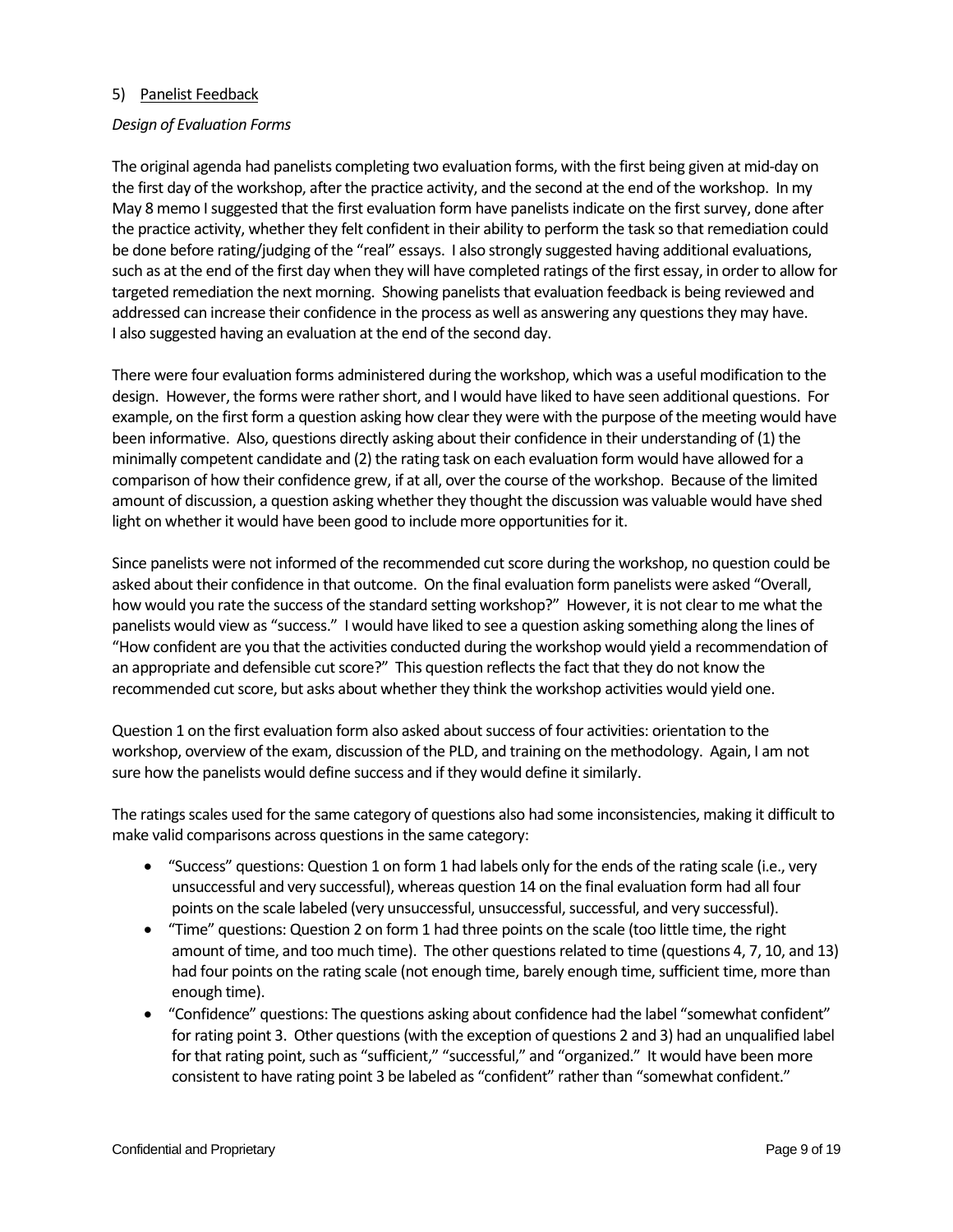## 5) Panelist Feedback

### *Design of Evaluation Forms*

The original agenda had panelists completing two evaluation forms, with the first being given at mid-day on the first day of the workshop, after the practice activity, and the second at the end of the workshop. In my May 8 memo I suggested that the first evaluation form have panelists indicate on the first survey, done after the practice activity, whether they felt confident in their ability to perform the task so that remediation could be done before rating/judging of the "real" essays. I also strongly suggested having additional evaluations, such as at the end of the first day when they will have completed ratings of the first essay, in order to allow for targeted remediation the next morning. Showing panelists that evaluation feedback is being reviewed and addressed can increase their confidence in the process as well as answering any questions they may have. I also suggested having an evaluation at the end of the second day.

There were four evaluation forms administered during the workshop, which was a useful modification to the design. However, the forms were rather short, and I would have liked to have seen additional questions. For example, on the first form a question asking how clear they were with the purpose of the meeting would have been informative. Also, questions directly asking about their confidence in their understanding of (1) the minimally competent candidate and (2) the rating task on each evaluation form would have allowed for a comparison of how their confidence grew, if at all, over the course of the workshop. Because of the limited amount of discussion, a question asking whether they thought the discussion was valuable would have shed light on whether it would have been good to include more opportunities for it.

Since panelists were not informed of the recommended cut score during the workshop, no question could be asked about their confidence in that outcome. On the final evaluation form panelists were asked "Overall, how would you rate the success of the standard setting workshop?" However, it is not clear to me what the panelists would view as "success." I would have liked to see a question asking something along the lines of "How confident are you that the activities conducted during the workshop would yield a recommendation of an appropriate and defensible cut score?" This question reflects the fact that they do not know the recommended cut score, but asks about whether they think the workshop activities would yield one.

Question 1 on the first evaluation form also asked about success of four activities: orientation to the workshop, overview of the exam, discussion of the PLD, and training on the methodology. Again, I am not sure how the panelists would define success and if they would define it similarly.

The ratings scales used for the same category of questions also had some inconsistencies, making it difficult to make valid comparisons across questions in the same category:

- "Success" questions: Question 1 on form 1 had labels only for the ends of the rating scale (i.e., very unsuccessful and very successful), whereas question 14 on the final evaluation form had all four points on the scale labeled (very unsuccessful, unsuccessful, successful, and very successful).
- "Time" questions: Question 2 on form 1 had three points on the scale (too little time, the right amount of time, and too much time). The other questions related to time (questions 4, 7, 10, and 13) had four points on the rating scale (not enough time, barely enough time, sufficient time, more than enough time).
- "Confidence" questions: The questions asking about confidence had the label "somewhat confident" for rating point 3. Other questions (with the exception of questions 2 and 3) had an unqualified label for that rating point, such as "sufficient," "successful," and "organized." It would have been more consistent to have rating point 3 be labeled as "confident" rather than "somewhat confident."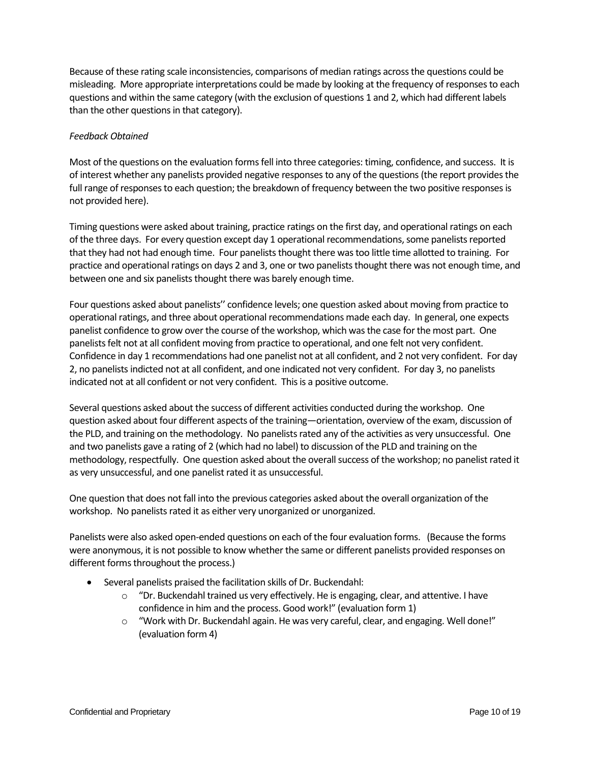Because of these rating scale inconsistencies, comparisons of median ratings across the questions could be misleading. More appropriate interpretations could be made by looking at the frequency of responses to each questions and within the same category (with the exclusion of questions 1 and 2, which had different labels than the other questions in that category).

*Feedback Obtained*

Most of the questions on the evaluation forms fell into three categories: timing, confidence, and success. It is of interest whether any panelists provided negative responses to any of the questions (the report provides the full range of responses to each question; the breakdown of frequency between the two positive responses is not provided here).

Timing questions were asked about training, practice ratings on the first day, and operational ratings on each of the three days. For every question except day 1 operational recommendations, some panelists reported that they had not had enough time. Four panelists thought there was too little time allotted to training. For practice and operational ratings on days 2 and 3, one or two panelists thought there was not enough time, and between one and six panelists thought there was barely enough time.

Four questions asked about panelists'' confidence levels; one question asked about moving from practice to operational ratings, and three about operational recommendations made each day. In general, one expects panelist confidence to grow over the course of the workshop, which was the case for the most part. One panelists felt not at all confident moving from practice to operational, and one felt not very confident. Confidence in day 1 recommendations had one panelist not at all confident, and 2 not very confident. For day 2, no panelists indicted not at all confident, and one indicated not very confident. For day 3, no panelists indicated not at all confident or not very confident. This is a positive outcome.

Several questions asked about the success of different activities conducted during the workshop. One question asked about four different aspects of the training—orientation, overview of the exam, discussion of the PLD, and training on the methodology. No panelists rated any of the activities as very unsuccessful. One and two panelists gave a rating of 2 (which had no label) to discussion of the PLD and training on the methodology, respectfully. One question asked about the overall success of the workshop; no panelist rated it as very unsuccessful, and one panelist rated it as unsuccessful.

One question that does not fall into the previous categories asked about the overall organization of the workshop. No panelists rated it as either very unorganized or unorganized.

Panelists were also asked open-ended questions on each of the four evaluation forms. (Because the forms were anonymous, it is not possible to know whether the same or different panelists provided responses on different forms throughout the process.)

- Several panelists praised the facilitation skills of Dr. Buckendahl:
  - "Dr. Buckendahl trained us very effectively. He is engaging, clear, and attentive. I have confidence in him and the process. Good work!" (evaluation form 1)
  - "Work with Dr. Buckendahl again. He was very careful, clear, and engaging. Well done!" (evaluation form 4)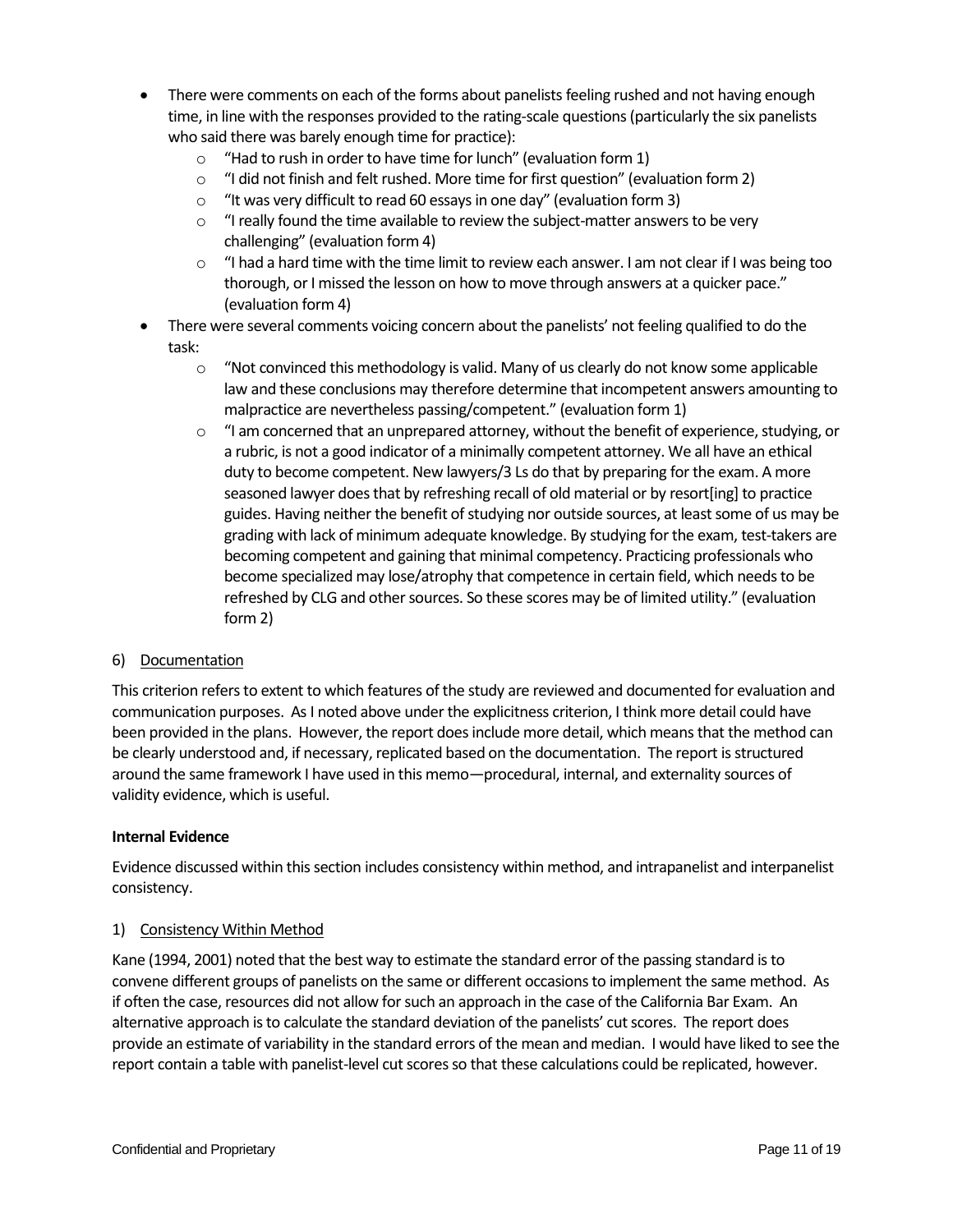- There were comments on each of the forms about panelists feeling rushed and not having enough time, in line with the responses provided to the rating-scale questions (particularly the six panelists who said there was barely enough time for practice):
  - "Had to rush in order to have time for lunch" (evaluation form 1)
  - "I did not finish and felt rushed. More time for first question" (evaluation form 2)
  - "It was very difficult to read 60 essays in one day" (evaluation form 3)
  - "I really found the time available to review the subject-matter answers to be very challenging" (evaluation form 4)
  - "I had a hard time with the time limit to review each answer. I am not clear if I was being too thorough, or I missed the lesson on how to move through answers at a quicker pace." (evaluation form 4)
- There were several comments voicing concern about the panelists' not feeling qualified to do the task:
  - "Not convinced this methodology is valid. Many of us clearly do not know some applicable law and these conclusions may therefore determine that incompetent answers amounting to malpractice are nevertheless passing/competent." (evaluation form 1)
  - "I am concerned that an unprepared attorney, without the benefit of experience, studying, or a rubric, is not a good indicator of a minimally competent attorney. We all have an ethical duty to become competent. New lawyers/3 Ls do that by preparing for the exam. A more seasoned lawyer does that by refreshing recall of old material or by resort[ing] to practice guides. Having neither the benefit of studying nor outside sources, at least some of us may be grading with lack of minimum adequate knowledge. By studying for the exam, test-takers are becoming competent and gaining that minimal competency. Practicing professionals who become specialized may lose/atrophy that competence in certain field, which needs to be refreshed by CLG and other sources. So these scores may be of limited utility." (evaluation form 2)

6) <u>Documentation</u>

This criterion refers to extent to which features of the study are reviewed and documented for evaluation and communication purposes. As I noted above under the explicitness criterion, I think more detail could have been provided in the plans. However, the report does include more detail, which means that the method can be clearly understood and, if necessary, replicated based on the documentation. The report is structured around the same framework I have used in this memo—procedural, internal, and externality sources of validity evidence, which is useful.

**Internal Evidence**

Evidence discussed within this section includes consistency within method, and intrapanelist and interpanelist consistency.

1) <u>Consistency Within Method</u>

Kane (1994, 2001) noted that the best way to estimate the standard error of the passing standard is to convene different groups of panelists on the same or different occasions to implement the same method. As if often the case, resources did not allow for such an approach in the case of the California Bar Exam. An alternative approach is to calculate the standard deviation of the panelists' cut scores. The report does provide an estimate of variability in the standard errors of the mean and median. I would have liked to see the report contain a table with panelist-level cut scores so that these calculations could be replicated, however.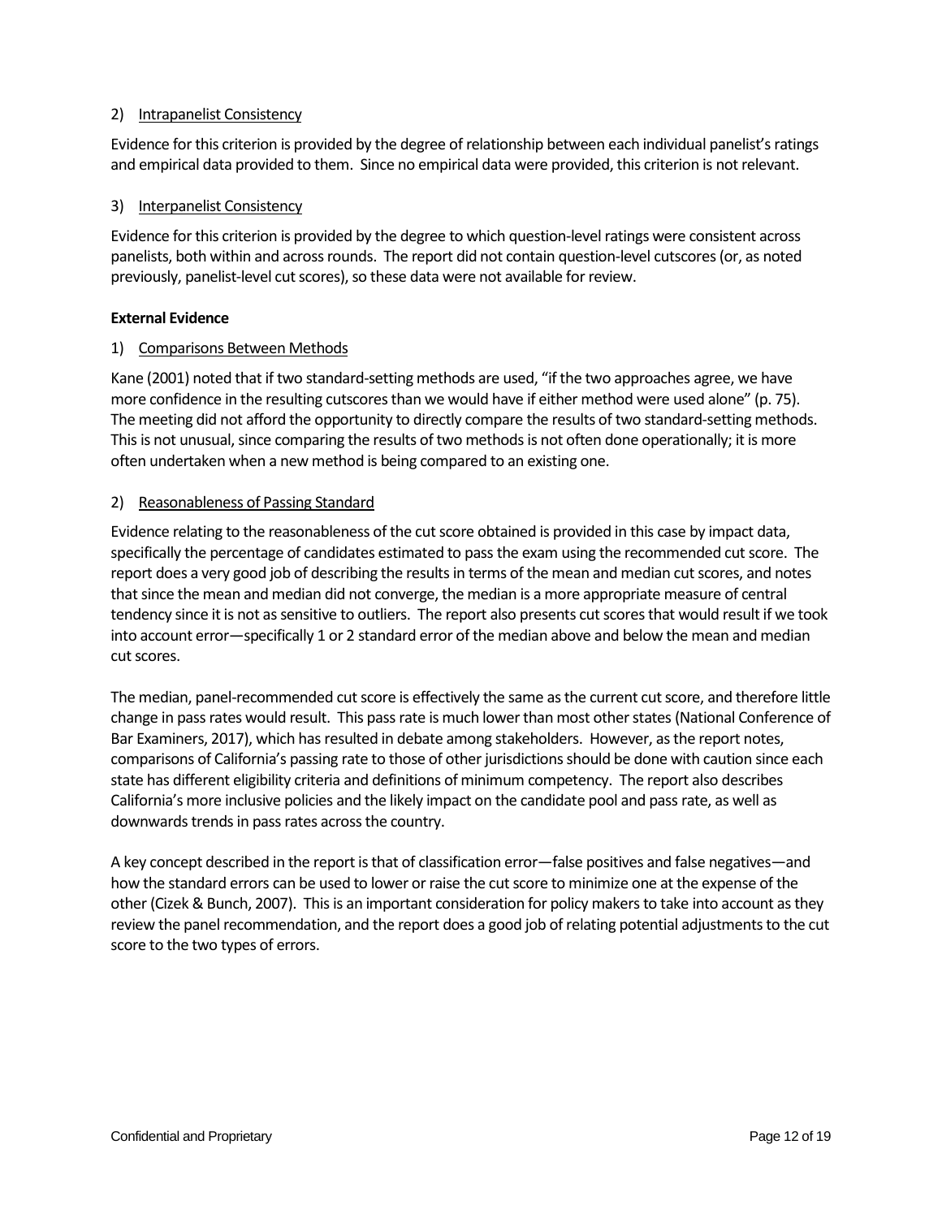2) Intrapanelist Consistency

Evidence for this criterion is provided by the degree of relationship between each individual panelist's ratings and empirical data provided to them. Since no empirical data were provided, this criterion is not relevant.

3) Interpanelist Consistency

Evidence for this criterion is provided by the degree to which question-level ratings were consistent across panelists, both within and across rounds. The report did not contain question-level cutscores (or, as noted previously, panelist-level cut scores), so these data were not available for review.

**External Evidence**

1) Comparisons Between Methods

Kane (2001) noted that if two standard-setting methods are used, "if the two approaches agree, we have more confidence in the resulting cutscores than we would have if either method were used alone" (p. 75). The meeting did not afford the opportunity to directly compare the results of two standard-setting methods. This is not unusual, since comparing the results of two methods is not often done operationally; it is more often undertaken when a new method is being compared to an existing one.

2) Reasonableness of Passing Standard

Evidence relating to the reasonableness of the cut score obtained is provided in this case by impact data, specifically the percentage of candidates estimated to pass the exam using the recommended cut score. The report does a very good job of describing the results in terms of the mean and median cut scores, and notes that since the mean and median did not converge, the median is a more appropriate measure of central tendency since it is not as sensitive to outliers. The report also presents cut scores that would result if we took into account error—specifically 1 or 2 standard error of the median above and below the mean and median cut scores.

The median, panel-recommended cut score is effectively the same as the current cut score, and therefore little change in pass rates would result. This pass rate is much lower than most other states (National Conference of Bar Examiners, 2017), which has resulted in debate among stakeholders. However, as the report notes, comparisons of California's passing rate to those of other jurisdictions should be done with caution since each state has different eligibility criteria and definitions of minimum competency. The report also describes California's more inclusive policies and the likely impact on the candidate pool and pass rate, as well as downwards trends in pass rates across the country.

A key concept described in the report is that of classification error—false positives and false negatives—and how the standard errors can be used to lower or raise the cut score to minimize one at the expense of the other (Cizek & Bunch, 2007). This is an important consideration for policy makers to take into account as they review the panel recommendation, and the report does a good job of relating potential adjustments to the cut score to the two types of errors.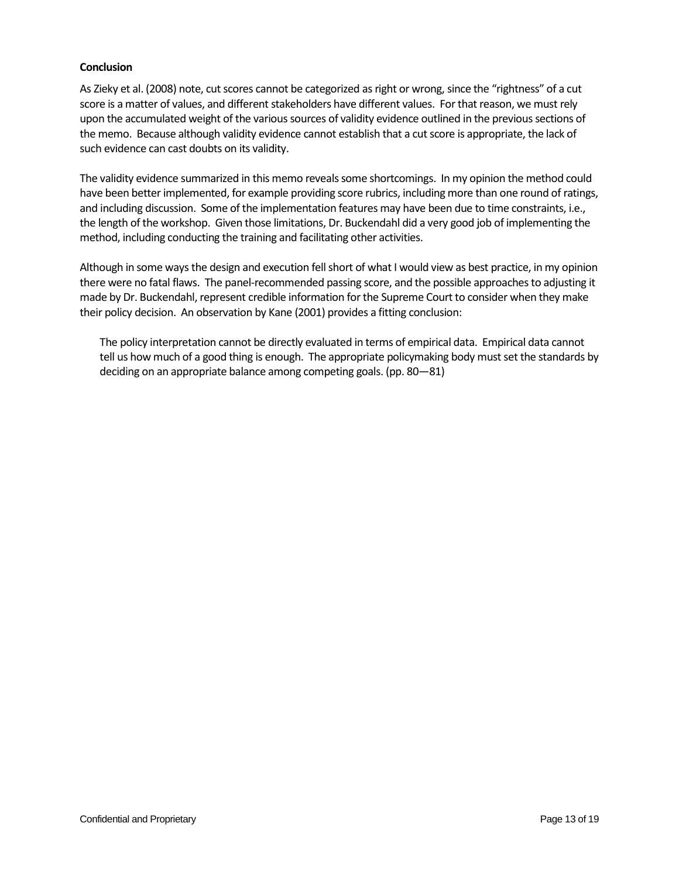**Conclusion**

As Zieky et al. (2008) note, cut scores cannot be categorized as right or wrong, since the "rightness" of a cut score is a matter of values, and different stakeholders have different values. For that reason, we must rely upon the accumulated weight of the various sources of validity evidence outlined in the previous sections of the memo. Because although validity evidence cannot establish that a cut score is appropriate, the lack of such evidence can cast doubts on its validity.

The validity evidence summarized in this memo reveals some shortcomings. In my opinion the method could have been better implemented, for example providing score rubrics, including more than one round of ratings, and including discussion. Some of the implementation features may have been due to time constraints, i.e., the length of the workshop. Given those limitations, Dr. Buckendahl did a very good job of implementing the method, including conducting the training and facilitating other activities.

Although in some ways the design and execution fell short of what I would view as best practice, in my opinion there were no fatal flaws. The panel-recommended passing score, and the possible approaches to adjusting it made by Dr. Buckendahl, represent credible information for the Supreme Court to consider when they make their policy decision. An observation by Kane (2001) provides a fitting conclusion:

> The policy interpretation cannot be directly evaluated in terms of empirical data. Empirical data cannot tell us how much of a good thing is enough. The appropriate policymaking body must set the standards by deciding on an appropriate balance among competing goals. (pp. 80—81)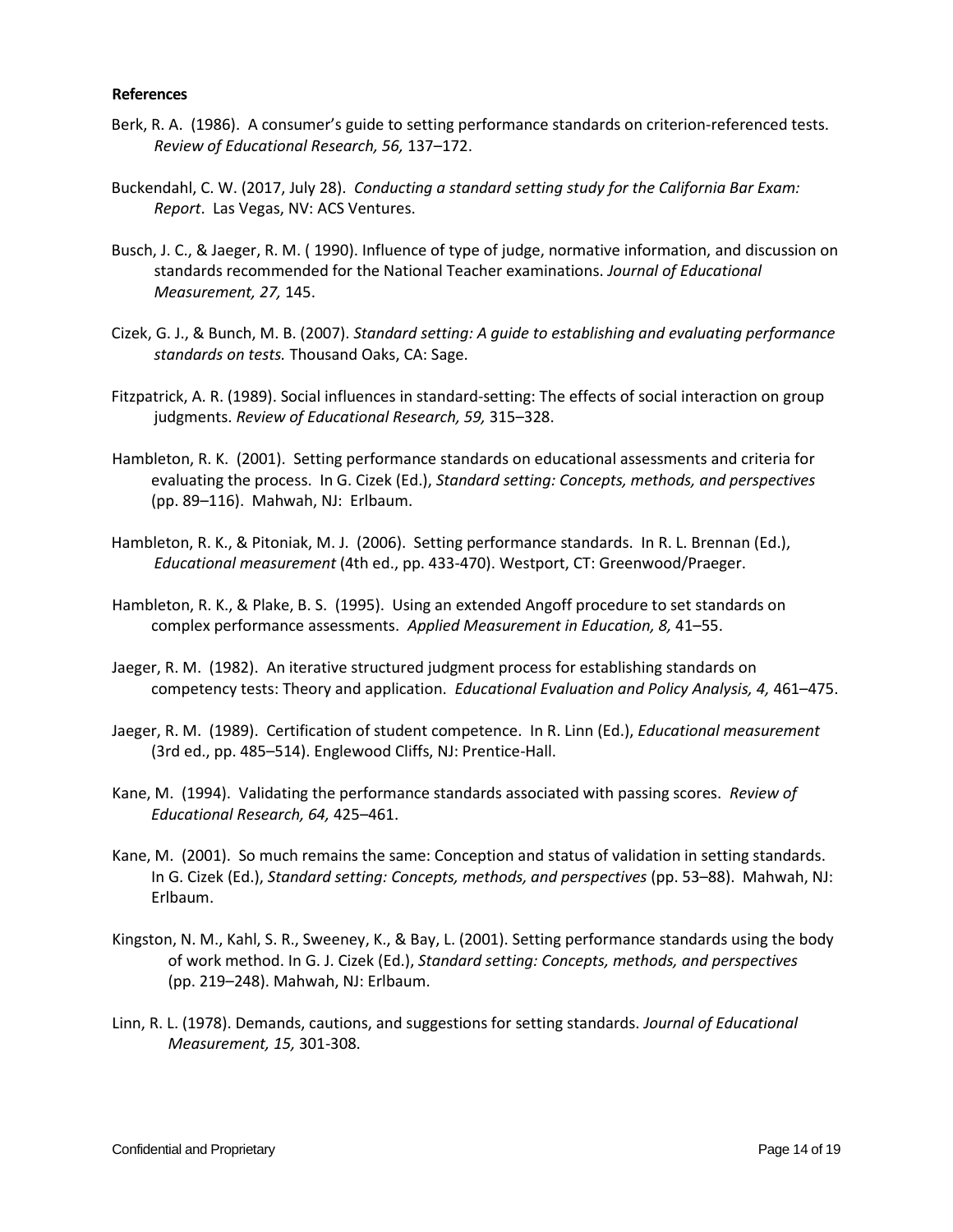**References**

Berk, R. A. (1986). A consumer's guide to setting performance standards on criterion-referenced tests. *Review of Educational Research, 56,* 137–172.

Buckendahl, C. W. (2017, July 28). *Conducting a standard setting study for the California Bar Exam: Report*. Las Vegas, NV: ACS Ventures.

Busch, J. C., & Jaeger, R. M. ( 1990). Influence of type of judge, normative information, and discussion on standards recommended for the National Teacher examinations. *Journal of Educational Measurement, 27,* 145.

Cizek, G. J., & Bunch, M. B. (2007). *Standard setting: A guide to establishing and evaluating performance standards on tests.* Thousand Oaks, CA: Sage.

Fitzpatrick, A. R. (1989). Social influences in standard-setting: The effects of social interaction on group judgments. *Review of Educational Research, 59,* 315–328.

Hambleton, R. K. (2001). Setting performance standards on educational assessments and criteria for evaluating the process. In G. Cizek (Ed.), *Standard setting: Concepts, methods, and perspectives* (pp. 89–116). Mahwah, NJ: Erlbaum.

Hambleton, R. K., & Pitoniak, M. J. (2006). Setting performance standards. In R. L. Brennan (Ed.), *Educational measurement* (4th ed., pp. 433-470). Westport, CT: Greenwood/Praeger.

Hambleton, R. K., & Plake, B. S. (1995). Using an extended Angoff procedure to set standards on complex performance assessments. *Applied Measurement in Education, 8,* 41–55.

Jaeger, R. M. (1982). An iterative structured judgment process for establishing standards on competency tests: Theory and application. *Educational Evaluation and Policy Analysis, 4,* 461–475.

Jaeger, R. M. (1989). Certification of student competence. In R. Linn (Ed.), *Educational measurement* (3rd ed., pp. 485–514). Englewood Cliffs, NJ: Prentice-Hall.

Kane, M. (1994). Validating the performance standards associated with passing scores. *Review of Educational Research, 64,* 425–461.

Kane, M. (2001). So much remains the same: Conception and status of validation in setting standards. In G. Cizek (Ed.), *Standard setting: Concepts, methods, and perspectives* (pp. 53–88). Mahwah, NJ: Erlbaum.

Kingston, N. M., Kahl, S. R., Sweeney, K., & Bay, L. (2001). Setting performance standards using the body of work method. In G. J. Cizek (Ed.), *Standard setting: Concepts, methods, and perspectives* (pp. 219–248). Mahwah, NJ: Erlbaum.

Linn, R. L. (1978). Demands, cautions, and suggestions for setting standards. *Journal of Educational Measurement, 15,* 301-308.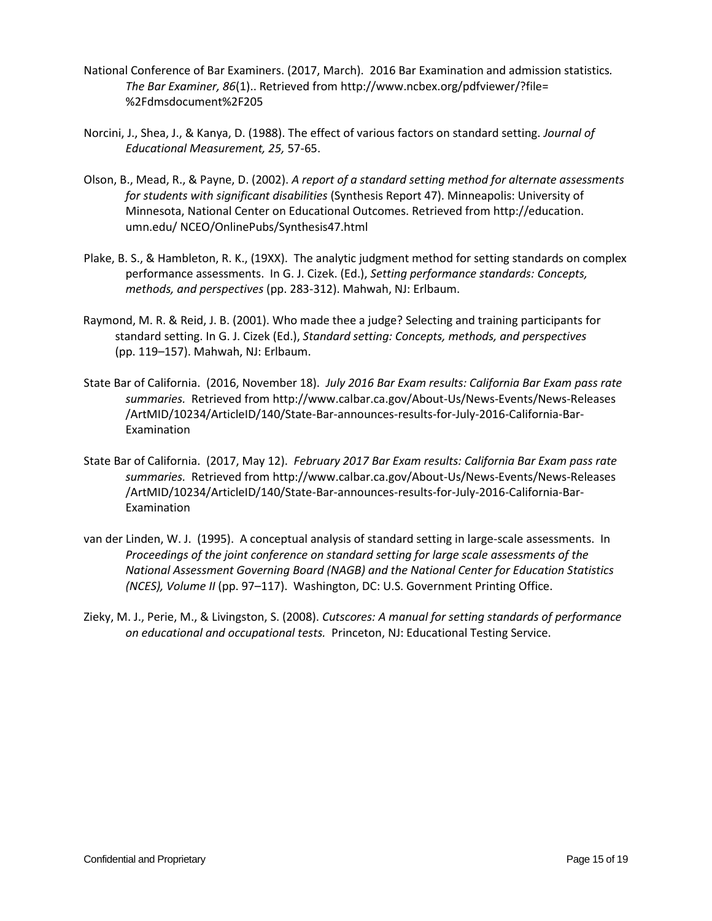National Conference of Bar Examiners. (2017, March). 2016 Bar Examination and admission statistics. *The Bar Examiner, 86*(1).. Retrieved from http://www.ncbex.org/pdfviewer/?file= %2Fdmsdocument%2F205

Norcini, J., Shea, J., & Kanya, D. (1988). The effect of various factors on standard setting. *Journal of Educational Measurement, 25,* 57-65.

Olson, B., Mead, R., & Payne, D. (2002). *A report of a standard setting method for alternate assessments for students with significant disabilities* (Synthesis Report 47). Minneapolis: University of Minnesota, National Center on Educational Outcomes. Retrieved from http://education. umn.edu/ NCEO/OnlinePubs/Synthesis47.html

Plake, B. S., & Hambleton, R. K., (19XX). The analytic judgment method for setting standards on complex performance assessments. In G. J. Cizek. (Ed.), *Setting performance standards: Concepts, methods, and perspectives* (pp. 283-312). Mahwah, NJ: Erlbaum.

Raymond, M. R. & Reid, J. B. (2001). Who made thee a judge? Selecting and training participants for standard setting. In G. J. Cizek (Ed.), *Standard setting: Concepts, methods, and perspectives* (pp. 119–157). Mahwah, NJ: Erlbaum.

State Bar of California. (2016, November 18). *July 2016 Bar Exam results: California Bar Exam pass rate summaries.* Retrieved from http://www.calbar.ca.gov/About-Us/News-Events/News-Releases /ArtMID/10234/ArticleID/140/State-Bar-announces-results-for-July-2016-California-Bar-Examination

State Bar of California. (2017, May 12). *February 2017 Bar Exam results: California Bar Exam pass rate summaries.* Retrieved from http://www.calbar.ca.gov/About-Us/News-Events/News-Releases /ArtMID/10234/ArticleID/140/State-Bar-announces-results-for-July-2016-California-Bar-Examination

van der Linden, W. J. (1995). A conceptual analysis of standard setting in large-scale assessments. In *Proceedings of the joint conference on standard setting for large scale assessments of the National Assessment Governing Board (NAGB) and the National Center for Education Statistics (NCES), Volume II* (pp. 97–117). Washington, DC: U.S. Government Printing Office.

Zieky, M. J., Perie, M., & Livingston, S. (2008). *Cutscores: A manual for setting standards of performance on educational and occupational tests.* Princeton, NJ: Educational Testing Service.

Confidential and Proprietary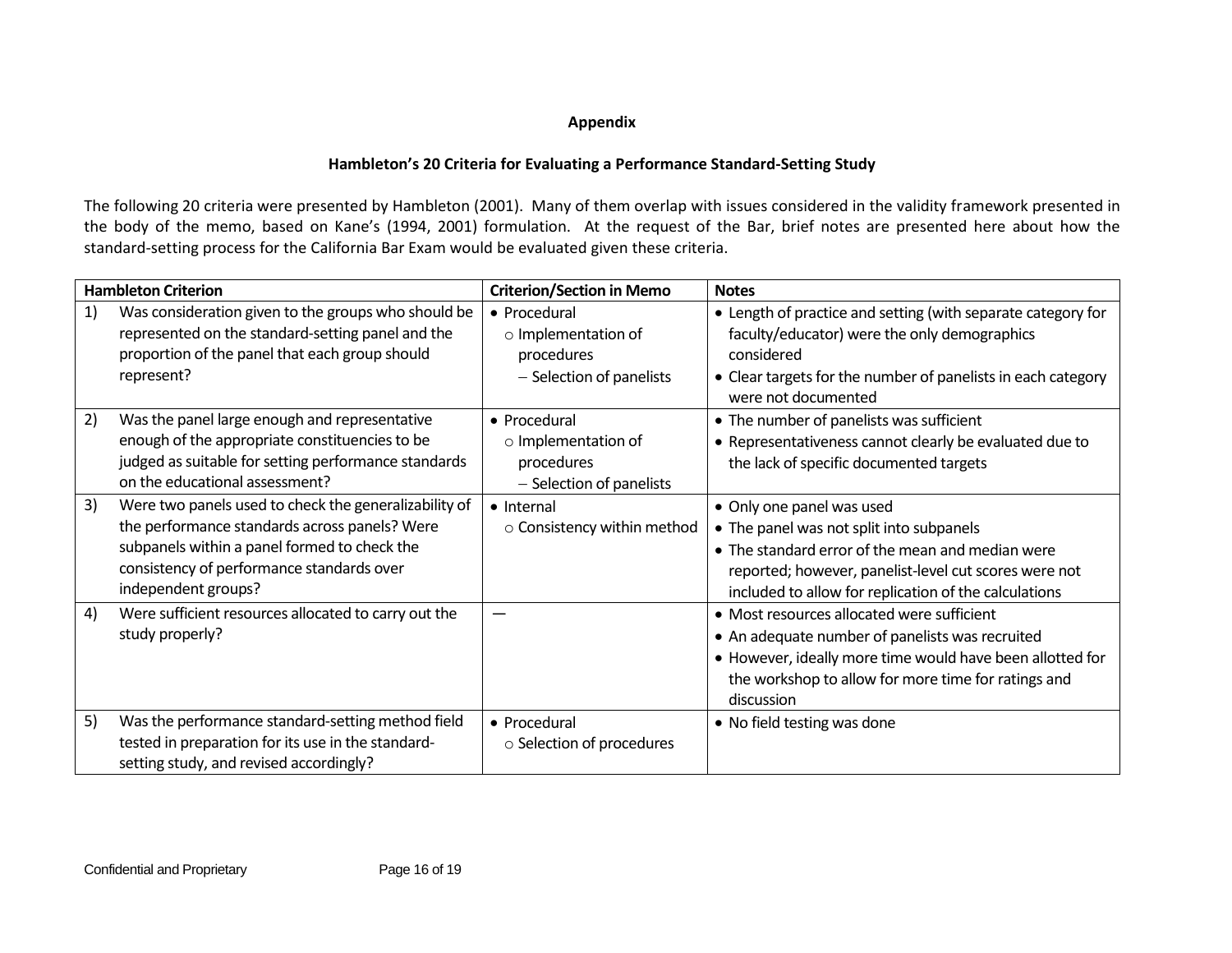## Appendix

### Hambleton's 20 Criteria for Evaluating a Performance Standard-Setting Study

The following 20 criteria were presented by Hambleton (2001). Many of them overlap with issues considered in the validity framework presented in the body of the memo, based on Kane's (1994, 2001) formulation. At the request of the Bar, brief notes are presented here about how the standard-setting process for the California Bar Exam would be evaluated given these criteria.

| Hambleton Criterion | Criterion/Section in Memo | Notes |
|---|---|---|
| 1) Was consideration given to the groups who should be represented on the standard-setting panel and the proportion of the panel that each group should represent? | • Procedural<br>○ Implementation of procedures<br>– Selection of panelists | • Length of practice and setting (with separate category for faculty/educator) were the only demographics considered<br>• Clear targets for the number of panelists in each category were not documented |
| 2) Was the panel large enough and representative enough of the appropriate constituencies to be judged as suitable for setting performance standards on the educational assessment? | • Procedural<br>○ Implementation of procedures<br>– Selection of panelists | • The number of panelists was sufficient<br>• Representativeness cannot clearly be evaluated due to the lack of specific documented targets |
| 3) Were two panels used to check the generalizability of the performance standards across panels? Were subpanels within a panel formed to check the consistency of performance standards over independent groups? | • Internal<br>○ Consistency within method | • Only one panel was used<br>• The panel was not split into subpanels<br>• The standard error of the mean and median were reported; however, panelist-level cut scores were not included to allow for replication of the calculations |
| 4) Were sufficient resources allocated to carry out the study properly? | — | • Most resources allocated were sufficient<br>• An adequate number of panelists was recruited<br>• However, ideally more time would have been allotted for the workshop to allow for more time for ratings and discussion |
| 5) Was the performance standard-setting method field tested in preparation for its use in the standard-setting study, and revised accordingly? | • Procedural<br>○ Selection of procedures | • No field testing was done |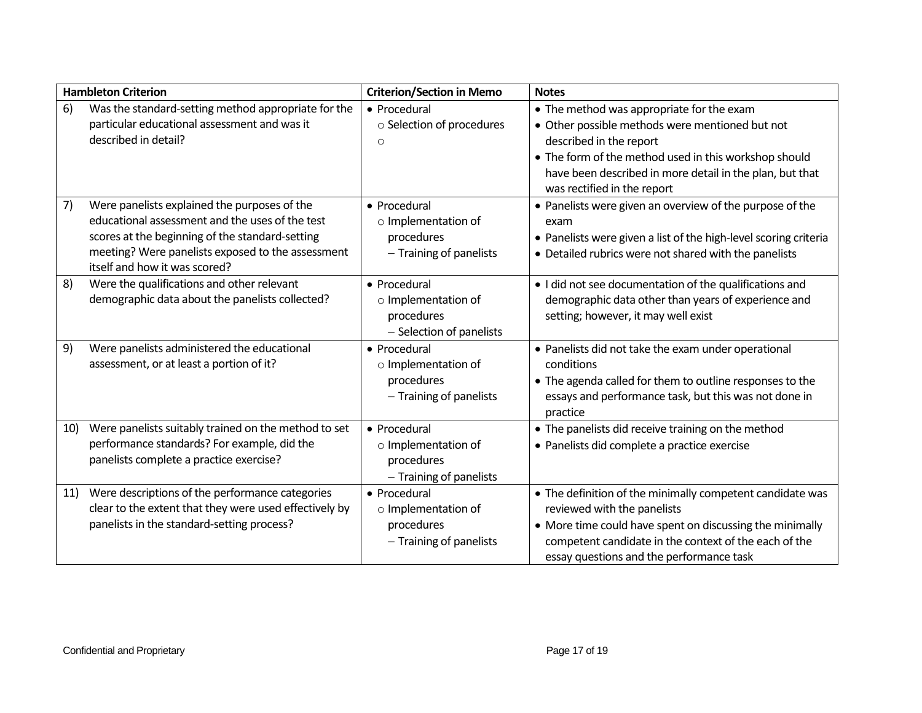| Hambleton Criterion | Criterion/Section in Memo | Notes |
|---|---|---|
| 6) Was the standard-setting method appropriate for the particular educational assessment and was it described in detail? | • Procedural<br>  ○ Selection of procedures<br>  ○ | • The method was appropriate for the exam<br>• Other possible methods were mentioned but not described in the report<br>• The form of the method used in this workshop should have been described in more detail in the plan, but that was rectified in the report |
| 7) Were panelists explained the purposes of the educational assessment and the uses of the test scores at the beginning of the standard-setting meeting? Were panelists exposed to the assessment itself and how it was scored? | • Procedural<br>  ○ Implementation of procedures<br>    – Training of panelists | • Panelists were given an overview of the purpose of the exam<br>• Panelists were given a list of the high-level scoring criteria<br>• Detailed rubrics were not shared with the panelists |
| 8) Were the qualifications and other relevant demographic data about the panelists collected? | • Procedural<br>  ○ Implementation of procedures<br>    – Selection of panelists | • I did not see documentation of the qualifications and demographic data other than years of experience and setting; however, it may well exist |
| 9) Were panelists administered the educational assessment, or at least a portion of it? | • Procedural<br>  ○ Implementation of procedures<br>    – Training of panelists | • Panelists did not take the exam under operational conditions<br>• The agenda called for them to outline responses to the essays and performance task, but this was not done in practice |
| 10) Were panelists suitably trained on the method to set performance standards? For example, did the panelists complete a practice exercise? | • Procedural<br>  ○ Implementation of procedures<br>    – Training of panelists | • The panelists did receive training on the method<br>• Panelists did complete a practice exercise |
| 11) Were descriptions of the performance categories clear to the extent that they were used effectively by panelists in the standard-setting process? | • Procedural<br>  ○ Implementation of procedures<br>    – Training of panelists | • The definition of the minimally competent candidate was reviewed with the panelists<br>• More time could have spent on discussing the minimally competent candidate in the context of the each of the essay questions and the performance task |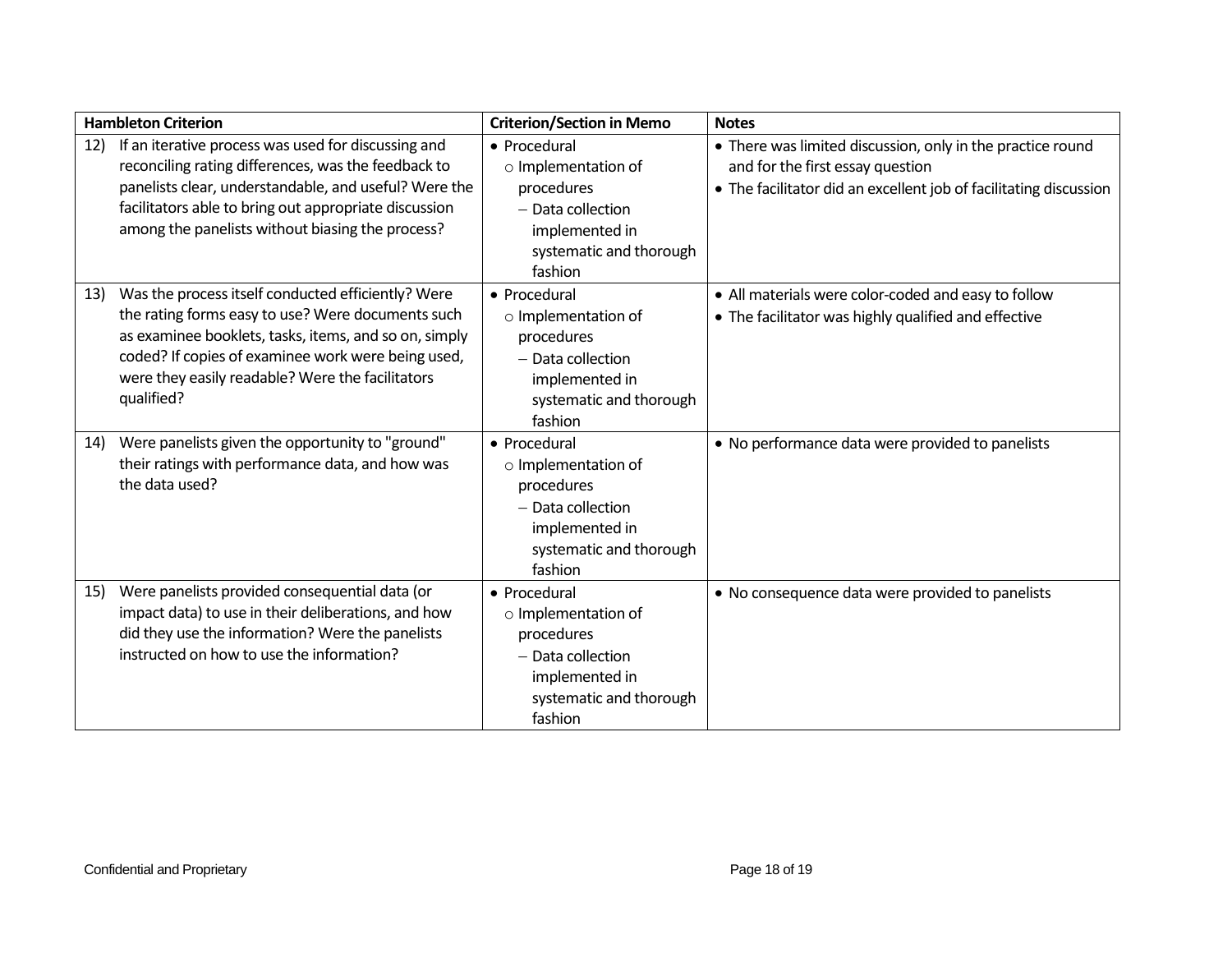| Hambleton Criterion | Criterion/Section in Memo | Notes |
|---|---|---|
| 12) If an iterative process was used for discussing and reconciling rating differences, was the feedback to panelists clear, understandable, and useful? Were the facilitators able to bring out appropriate discussion among the panelists without biasing the process? | • Procedural<br>○ Implementation of procedures<br>– Data collection implemented in systematic and thorough fashion | • There was limited discussion, only in the practice round and for the first essay question<br>• The facilitator did an excellent job of facilitating discussion |
| 13) Was the process itself conducted efficiently? Were the rating forms easy to use? Were documents such as examinee booklets, tasks, items, and so on, simply coded? If copies of examinee work were being used, were they easily readable? Were the facilitators qualified? | • Procedural<br>○ Implementation of procedures<br>– Data collection implemented in systematic and thorough fashion | • All materials were color-coded and easy to follow<br>• The facilitator was highly qualified and effective |
| 14) Were panelists given the opportunity to "ground" their ratings with performance data, and how was the data used? | • Procedural<br>○ Implementation of procedures<br>– Data collection implemented in systematic and thorough fashion | • No performance data were provided to panelists |
| 15) Were panelists provided consequential data (or impact data) to use in their deliberations, and how did they use the information? Were the panelists instructed on how to use the information? | • Procedural<br>○ Implementation of procedures<br>– Data collection implemented in systematic and thorough fashion | • No consequence data were provided to panelists |

Confidential and Proprietary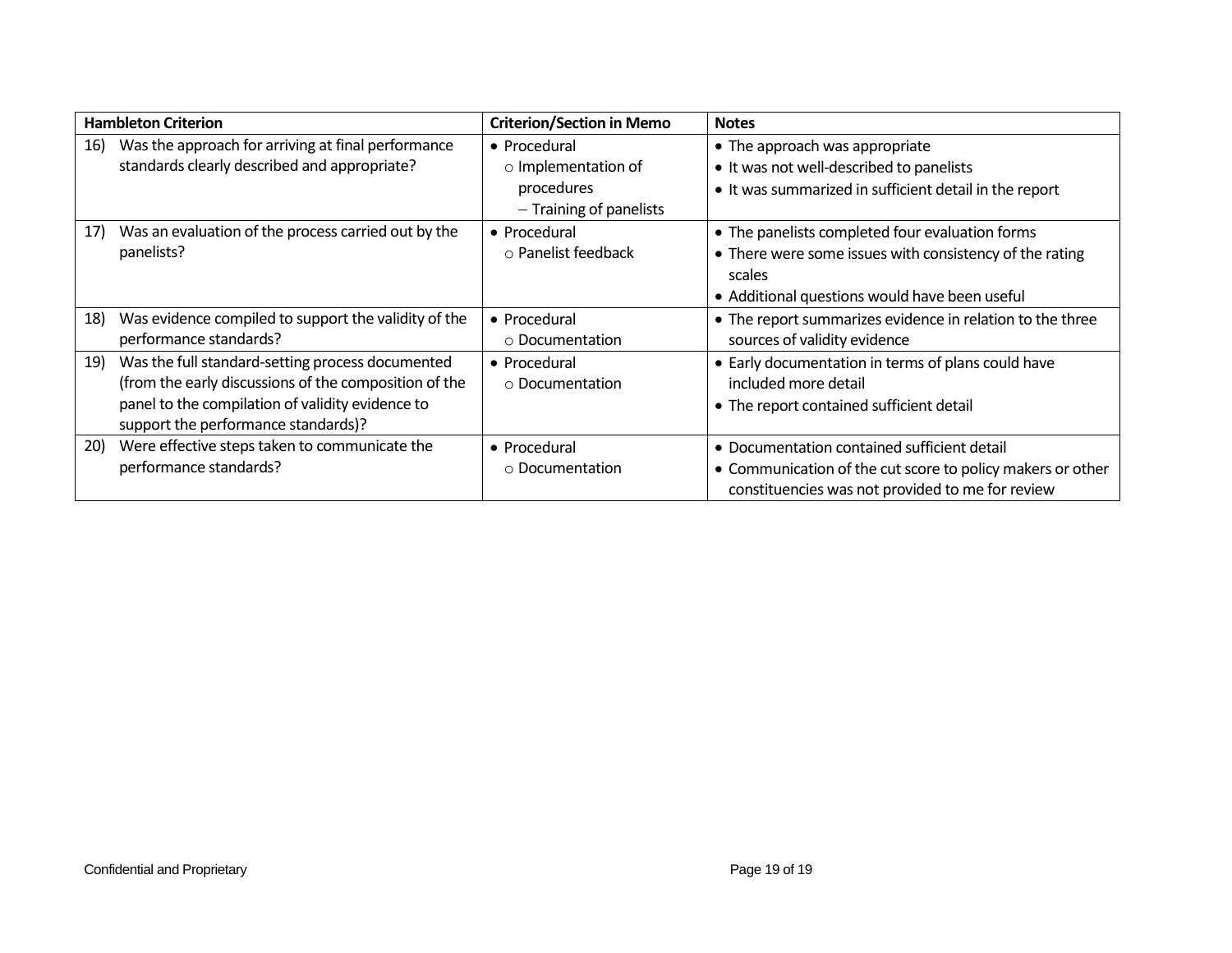| Hambleton Criterion | Criterion/Section in Memo | Notes |
|---|---|---|
| 16) Was the approach for arriving at final performance standards clearly described and appropriate? | • Procedural<br>○ Implementation of procedures<br>– Training of panelists | • The approach was appropriate<br>• It was not well-described to panelists<br>• It was summarized in sufficient detail in the report |
| 17) Was an evaluation of the process carried out by the panelists? | • Procedural<br>○ Panelist feedback | • The panelists completed four evaluation forms<br>• There were some issues with consistency of the rating scales<br>• Additional questions would have been useful |
| 18) Was evidence compiled to support the validity of the performance standards? | • Procedural<br>○ Documentation | • The report summarizes evidence in relation to the three sources of validity evidence |
| 19) Was the full standard-setting process documented (from the early discussions of the composition of the panel to the compilation of validity evidence to support the performance standards)? | • Procedural<br>○ Documentation | • Early documentation in terms of plans could have included more detail<br>• The report contained sufficient detail |
| 20) Were effective steps taken to communicate the performance standards? | • Procedural<br>○ Documentation | • Documentation contained sufficient detail<br>• Communication of the cut score to policy makers or other constituencies was not provided to me for review |

Confidential and Proprietary